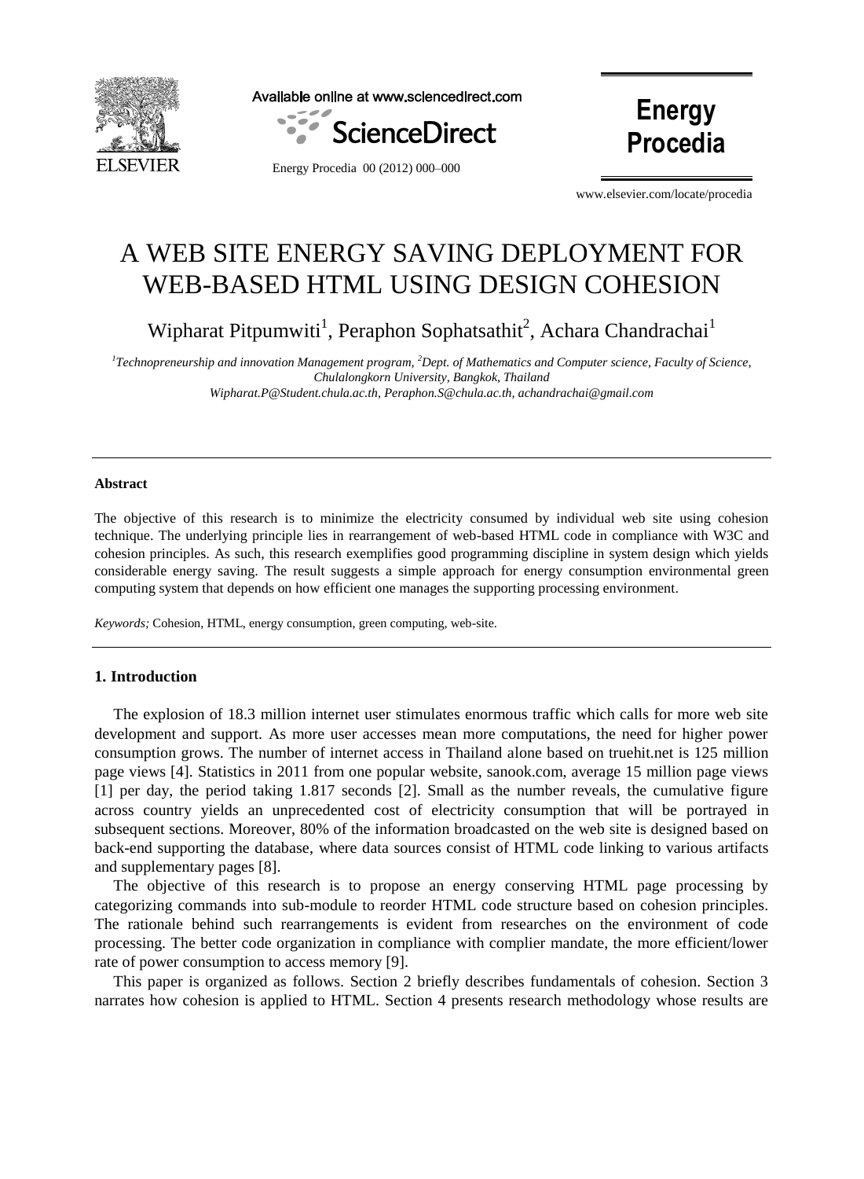# A WEB SITE ENERGY SAVING DEPLOYMENT FOR WEB-BASED HTML USING DESIGN COHESION

Wipharat Pitpumwiti[1], Peraphon Sophatsathit[2], Achara Chandrachai[1]

[1]*Technopreneurship and innovation Management program,* [2]*Dept. of Mathematics and Computer science, Faculty of Science, Chulalongkorn University, Bangkok, Thailand*
*Wipharat.P@Student.chula.ac.th, Peraphon.S@chula.ac.th, achandrachai@gmail.com*

---

**Abstract**

The objective of this research is to minimize the electricity consumed by individual web site using cohesion technique. The underlying principle lies in rearrangement of web-based HTML code in compliance with W3C and cohesion principles. As such, this research exemplifies good programming discipline in system design which yields considerable energy saving. The result suggests a simple approach for energy consumption environmental green computing system that depends on how efficient one manages the supporting processing environment.

*Keywords;* Cohesion, HTML, energy consumption, green computing, web-site.

---

## 1. Introduction

The explosion of 18.3 million internet user stimulates enormous traffic which calls for more web site development and support. As more user accesses mean more computations, the need for higher power consumption grows. The number of internet access in Thailand alone based on truehit.net is 125 million page views [4]. Statistics in 2011 from one popular website, sanook.com, average 15 million page views [1] per day, the period taking 1.817 seconds [2]. Small as the number reveals, the cumulative figure across country yields an unprecedented cost of electricity consumption that will be portrayed in subsequent sections. Moreover, 80% of the information broadcasted on the web site is designed based on back-end supporting the database, where data sources consist of HTML code linking to various artifacts and supplementary pages [8].

The objective of this research is to propose an energy conserving HTML page processing by categorizing commands into sub-module to reorder HTML code structure based on cohesion principles. The rationale behind such rearrangements is evident from researches on the environment of code processing. The better code organization in compliance with complier mandate, the more efficient/lower rate of power consumption to access memory [9].

This paper is organized as follows. Section 2 briefly describes fundamentals of cohesion. Section 3 narrates how cohesion is applied to HTML. Section 4 presents research methodology whose results are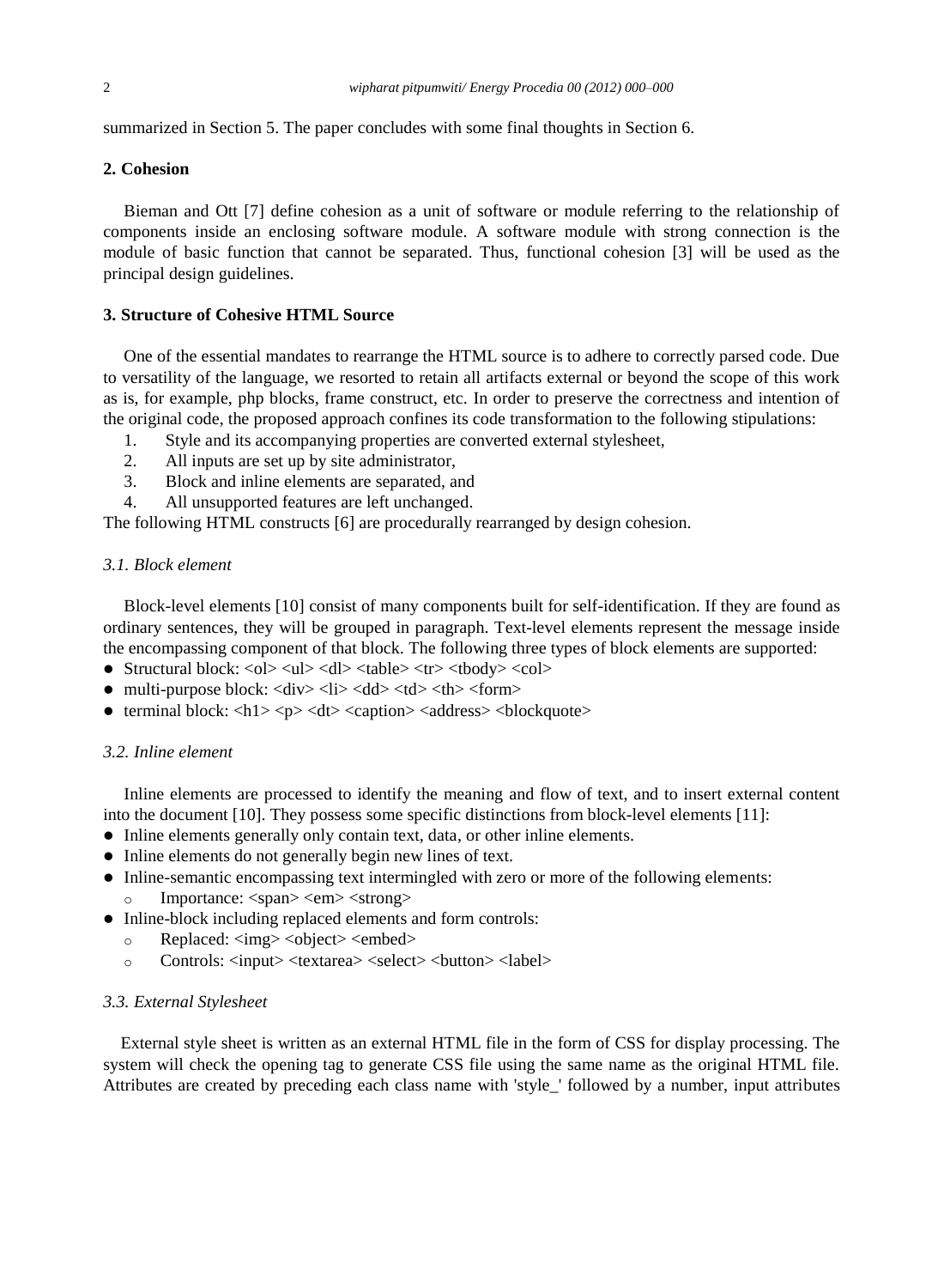summarized in Section 5. The paper concludes with some final thoughts in Section 6.

## 2. Cohesion

Bieman and Ott [7] define cohesion as a unit of software or module referring to the relationship of components inside an enclosing software module. A software module with strong connection is the module of basic function that cannot be separated. Thus, functional cohesion [3] will be used as the principal design guidelines.

## 3. Structure of Cohesive HTML Source

One of the essential mandates to rearrange the HTML source is to adhere to correctly parsed code. Due to versatility of the language, we resorted to retain all artifacts external or beyond the scope of this work as is, for example, php blocks, frame construct, etc. In order to preserve the correctness and intention of the original code, the proposed approach confines its code transformation to the following stipulations:

1. Style and its accompanying properties are converted external stylesheet,
2. All inputs are set up by site administrator,
3. Block and inline elements are separated, and
4. All unsupported features are left unchanged.

The following HTML constructs [6] are procedurally rearranged by design cohesion.

### *3.1. Block element*

Block-level elements [10] consist of many components built for self-identification. If they are found as ordinary sentences, they will be grouped in paragraph. Text-level elements represent the message inside the encompassing component of that block. The following three types of block elements are supported:

- Structural block: <ol> <ul> <dl> <table> <tr> <tbody> <col>
- multi-purpose block: <div> <li> <dd> <td> <th> <form>
- terminal block: <h1> <p> <dt> <caption> <address> <blockquote>

### *3.2. Inline element*

Inline elements are processed to identify the meaning and flow of text, and to insert external content into the document [10]. They possess some specific distinctions from block-level elements [11]:

- Inline elements generally only contain text, data, or other inline elements.
- Inline elements do not generally begin new lines of text.
- Inline-semantic encompassing text intermingled with zero or more of the following elements:
  - Importance: <span> <em> <strong>
- Inline-block including replaced elements and form controls:
  - Replaced: <img> <object> <embed>
  - Controls: <input> <textarea> <select> <button> <label>

### *3.3. External Stylesheet*

External style sheet is written as an external HTML file in the form of CSS for display processing. The system will check the opening tag to generate CSS file using the same name as the original HTML file. Attributes are created by preceding each class name with 'style_' followed by a number, input attributes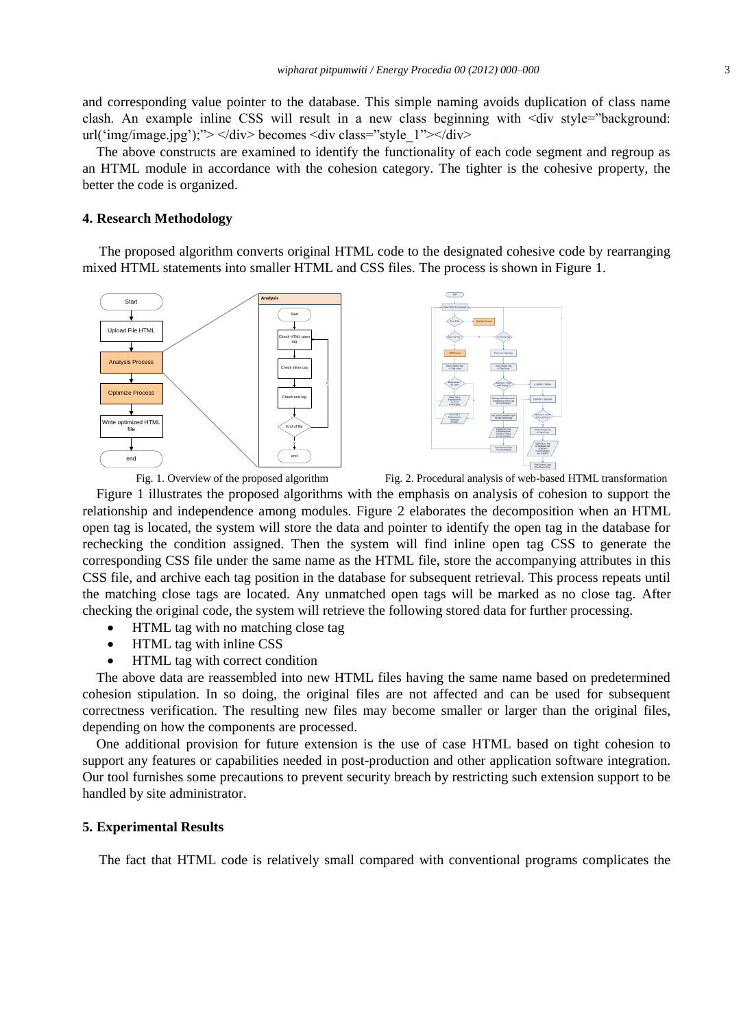and corresponding value pointer to the database. This simple naming avoids duplication of class name clash. An example inline CSS will result in a new class beginning with <div style="background: url('img/image.jpg');"> </div> becomes <div class="style_1"></div>

The above constructs are examined to identify the functionality of each code segment and regroup as an HTML module in accordance with the cohesion category. The tighter is the cohesive property, the better the code is organized.

## 4. Research Methodology

The proposed algorithm converts original HTML code to the designated cohesive code by rearranging mixed HTML statements into smaller HTML and CSS files. The process is shown in Figure 1.

Fig. 1. Overview of the proposed algorithm

Fig. 2. Procedural analysis of web-based HTML transformation

Figure 1 illustrates the proposed algorithms with the emphasis on analysis of cohesion to support the relationship and independence among modules. Figure 2 elaborates the decomposition when an HTML open tag is located, the system will store the data and pointer to identify the open tag in the database for rechecking the condition assigned. Then the system will find inline open tag CSS to generate the corresponding CSS file under the same name as the HTML file, store the accompanying attributes in this CSS file, and archive each tag position in the database for subsequent retrieval. This process repeats until the matching close tags are located. Any unmatched open tags will be marked as no close tag. After checking the original code, the system will retrieve the following stored data for further processing.

- HTML tag with no matching close tag
- HTML tag with inline CSS
- HTML tag with correct condition

The above data are reassembled into new HTML files having the same name based on predetermined cohesion stipulation. In so doing, the original files are not affected and can be used for subsequent correctness verification. The resulting new files may become smaller or larger than the original files, depending on how the components are processed.

One additional provision for future extension is the use of case HTML based on tight cohesion to support any features or capabilities needed in post-production and other application software integration. Our tool furnishes some precautions to prevent security breach by restricting such extension support to be handled by site administrator.

## 5. Experimental Results

The fact that HTML code is relatively small compared with conventional programs complicates the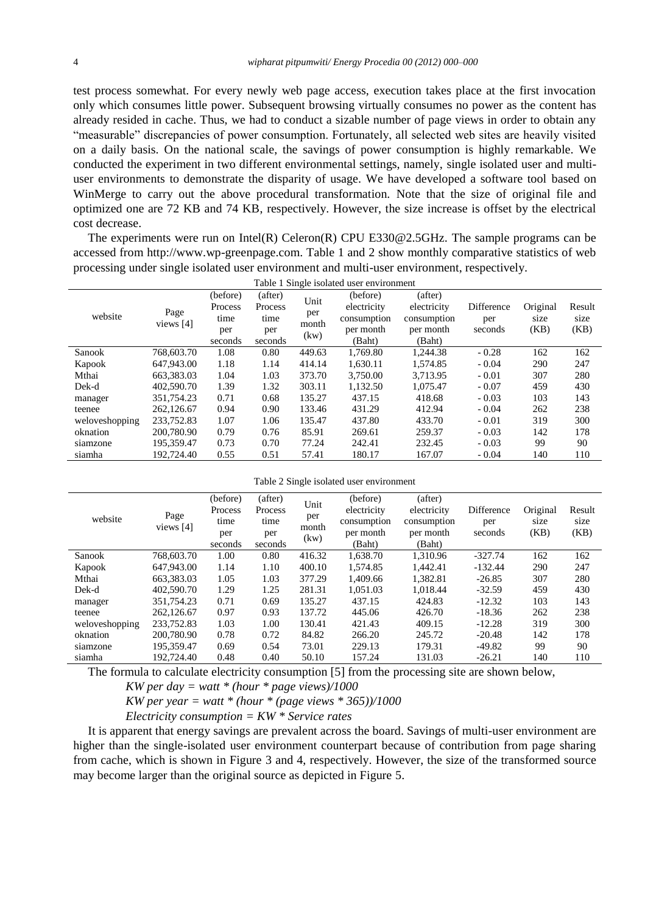test process somewhat. For every newly web page access, execution takes place at the first invocation only which consumes little power. Subsequent browsing virtually consumes no power as the content has already resided in cache. Thus, we had to conduct a sizable number of page views in order to obtain any "measurable" discrepancies of power consumption. Fortunately, all selected web sites are heavily visited on a daily basis. On the national scale, the savings of power consumption is highly remarkable. We conducted the experiment in two different environmental settings, namely, single isolated user and multi-user environments to demonstrate the disparity of usage. We have developed a software tool based on WinMerge to carry out the above procedural transformation. Note that the size of original file and optimized one are 72 KB and 74 KB, respectively. However, the size increase is offset by the electrical cost decrease.

The experiments were run on Intel(R) Celeron(R) CPU E330@2.5GHz. The sample programs can be accessed from http://www.wp-greenpage.com. Table 1 and 2 show monthly comparative statistics of web processing under single isolated user environment and multi-user environment, respectively.

Table 1 Single isolated user environment

| website | Page views [4] | (before) Process time per seconds | (after) Process time per seconds | Unit per month (kw) | (before) electricity consumption per month (Baht) | (after) electricity consumption per month (Baht) | Difference per seconds | Original size (KB) | Result size (KB) |
|---|---|---|---|---|---|---|---|---|---|
| Sanook | 768,603.70 | 1.08 | 0.80 | 449.63 | 1,769.80 | 1,244.38 | - 0.28 | 162 | 162 |
| Kapook | 647,943.00 | 1.18 | 1.14 | 414.14 | 1,630.11 | 1,574.85 | - 0.04 | 290 | 247 |
| Mthai | 663,383.03 | 1.04 | 1.03 | 373.70 | 3,750.00 | 3,713.95 | - 0.01 | 307 | 280 |
| Dek-d | 402,590.70 | 1.39 | 1.32 | 303.11 | 1,132.50 | 1,075.47 | - 0.07 | 459 | 430 |
| manager | 351,754.23 | 0.71 | 0.68 | 135.27 | 437.15 | 418.68 | - 0.03 | 103 | 143 |
| teenee | 262,126.67 | 0.94 | 0.90 | 133.46 | 431.29 | 412.94 | - 0.04 | 262 | 238 |
| weloveshopping | 233,752.83 | 1.07 | 1.06 | 135.47 | 437.80 | 433.70 | - 0.01 | 319 | 300 |
| oknation | 200,780.90 | 0.79 | 0.76 | 85.91 | 269.61 | 259.37 | - 0.03 | 142 | 178 |
| siamzone | 195,359.47 | 0.73 | 0.70 | 77.24 | 242.41 | 232.45 | - 0.03 | 99 | 90 |
| siamha | 192,724.40 | 0.55 | 0.51 | 57.41 | 180.17 | 167.07 | - 0.04 | 140 | 110 |

Table 2 Single isolated user environment

| website | Page views [4] | (before) Process time per seconds | (after) Process time per seconds | Unit per month (kw) | (before) electricity consumption per month (Baht) | (after) electricity consumption per month (Baht) | Difference per seconds | Original size (KB) | Result size (KB) |
|---|---|---|---|---|---|---|---|---|---|
| Sanook | 768,603.70 | 1.00 | 0.80 | 416.32 | 1,638.70 | 1,310.96 | -327.74 | 162 | 162 |
| Kapook | 647,943.00 | 1.14 | 1.10 | 400.10 | 1,574.85 | 1,442.41 | -132.44 | 290 | 247 |
| Mthai | 663,383.03 | 1.05 | 1.03 | 377.29 | 1,409.66 | 1,382.81 | -26.85 | 307 | 280 |
| Dek-d | 402,590.70 | 1.29 | 1.25 | 281.31 | 1,051.03 | 1,018.44 | -32.59 | 459 | 430 |
| manager | 351,754.23 | 0.71 | 0.69 | 135.27 | 437.15 | 424.83 | -12.32 | 103 | 143 |
| teenee | 262,126.67 | 0.97 | 0.93 | 137.72 | 445.06 | 426.70 | -18.36 | 262 | 238 |
| weloveshopping | 233,752.83 | 1.03 | 1.00 | 130.41 | 421.43 | 409.15 | -12.28 | 319 | 300 |
| oknation | 200,780.90 | 0.78 | 0.72 | 84.82 | 266.20 | 245.72 | -20.48 | 142 | 178 |
| siamzone | 195,359.47 | 0.69 | 0.54 | 73.01 | 229.13 | 179.31 | -49.82 | 99 | 90 |
| siamha | 192,724.40 | 0.48 | 0.40 | 50.10 | 157.24 | 131.03 | -26.21 | 140 | 110 |

The formula to calculate electricity consumption [5] from the processing site are shown below,

*KW per day = watt \* (hour \* page views)/1000*

*KW per year = watt \* (hour \* (page views \* 365))/1000*

*Electricity consumption = KW \* Service rates*

It is apparent that energy savings are prevalent across the board. Savings of multi-user environment are higher than the single-isolated user environment counterpart because of contribution from page sharing from cache, which is shown in Figure 3 and 4, respectively. However, the size of the transformed source may become larger than the original source as depicted in Figure 5.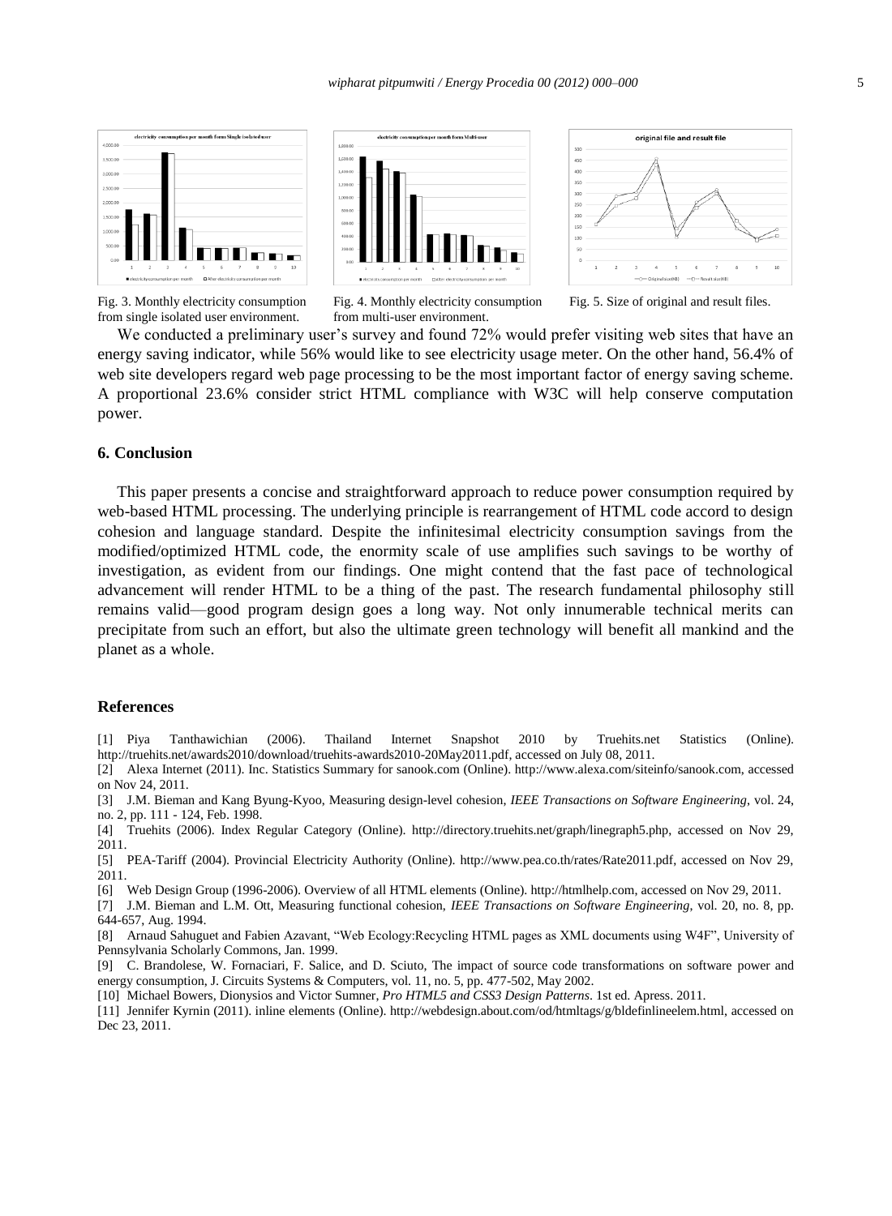electricity consumption per month form Single isolated user

4,000.00
3,500.00
3,000.00
2,500.00
2,000.00
1,500.00
1,000.00
500.00
0.00

1 2 3 4 5 6 7 8 9 10

■ electricity consumption per month □ After electricity consumption per month

Fig. 3. Monthly electricity consumption from single isolated user environment.

electricity consumption per month form Multi-user

1,800.00
1,600.00
1,400.00
1,200.00
1,000.00
800.00
600.00
400.00
200.00
0.00

1 2 3 4 5 6 7 8 9 10

■ electricity consumption per month □ After electricity consumption per month

Fig. 4. Monthly electricity consumption from multi-user environment.

original file and result file

500
450
400
350
300
250
200
150
100
50
0

1 2 3 4 5 6 7 8 9 10

Original size(KB) Result size(KB)

Fig. 5. Size of original and result files.

We conducted a preliminary user's survey and found 72% would prefer visiting web sites that have an energy saving indicator, while 56% would like to see electricity usage meter. On the other hand, 56.4% of web site developers regard web page processing to be the most important factor of energy saving scheme. A proportional 23.6% consider strict HTML compliance with W3C will help conserve computation power.

## 6. Conclusion

This paper presents a concise and straightforward approach to reduce power consumption required by web-based HTML processing. The underlying principle is rearrangement of HTML code accord to design cohesion and language standard. Despite the infinitesimal electricity consumption savings from the modified/optimized HTML code, the enormity scale of use amplifies such savings to be worthy of investigation, as evident from our findings. One might contend that the fast pace of technological advancement will render HTML to be a thing of the past. The research fundamental philosophy still remains valid—good program design goes a long way. Not only innumerable technical merits can precipitate from such an effort, but also the ultimate green technology will benefit all mankind and the planet as a whole.

## References

[1] Piya Tanthawichian (2006). Thailand Internet Snapshot 2010 by Truehits.net Statistics (Online). http://truehits.net/awards2010/download/truehits-awards2010-20May2011.pdf, accessed on July 08, 2011.

[2] Alexa Internet (2011). Inc. Statistics Summary for sanook.com (Online). http://www.alexa.com/siteinfo/sanook.com, accessed on Nov 24, 2011.

[3] J.M. Bieman and Kang Byung-Kyoo, Measuring design-level cohesion, *IEEE Transactions on Software Engineering*, vol. 24, no. 2, pp. 111 - 124, Feb. 1998.

[4] Truehits (2006). Index Regular Category (Online). http://directory.truehits.net/graph/linegraph5.php, accessed on Nov 29, 2011.

[5] PEA-Tariff (2004). Provincial Electricity Authority (Online). http://www.pea.co.th/rates/Rate2011.pdf, accessed on Nov 29, 2011.

[6] Web Design Group (1996-2006). Overview of all HTML elements (Online). http://htmlhelp.com, accessed on Nov 29, 2011.

[7] J.M. Bieman and L.M. Ott, Measuring functional cohesion, *IEEE Transactions on Software Engineering*, vol. 20, no. 8, pp. 644-657, Aug. 1994.

[8] Arnaud Sahuguet and Fabien Azavant, "Web Ecology:Recycling HTML pages as XML documents using W4F", University of Pennsylvania Scholarly Commons, Jan. 1999.

[9] C. Brandolese, W. Fornaciari, F. Salice, and D. Sciuto, The impact of source code transformations on software power and energy consumption, J. Circuits Systems & Computers, vol. 11, no. 5, pp. 477-502, May 2002.

[10] Michael Bowers, Dionysios and Victor Sumner, *Pro HTML5 and CSS3 Design Patterns*. 1st ed. Apress. 2011.

[11] Jennifer Kyrnin (2011). inline elements (Online). http://webdesign.about.com/od/htmltags/g/bldefinlineelem.html, accessed on Dec 23, 2011.